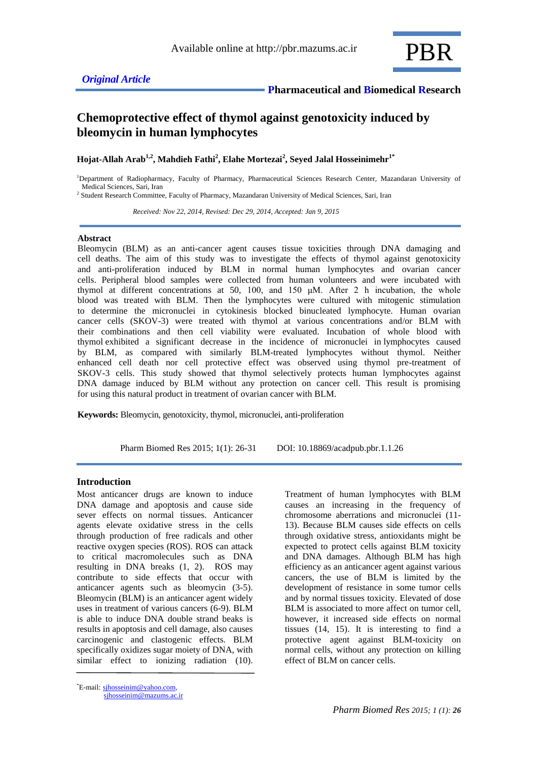*Original Article*

**Pharmaceutical and Biomedical Research**

# Chemoprotective effect of thymol against genotoxicity induced by bleomycin in human lymphocytes

**Hojat-Allah Arab[1,2], Mahdieh Fathi[2], Elahe Mortezai[2], Seyed Jalal Hosseinimehr[1*]**

[1]Department of Radiopharmacy, Faculty of Pharmacy, Pharmaceutical Sciences Research Center, Mazandaran University of Medical Sciences, Sari, Iran

[2] Student Research Committee, Faculty of Pharmacy, Mazandaran University of Medical Sciences, Sari, Iran

*Received: Nov 22, 2014, Revised: Dec 29, 2014, Accepted: Jan 9, 2015*

## Abstract

Bleomycin (BLM) as an anti-cancer agent causes tissue toxicities through DNA damaging and cell deaths. The aim of this study was to investigate the effects of thymol against genotoxicity and anti-proliferation induced by BLM in normal human lymphocytes and ovarian cancer cells. Peripheral blood samples were collected from human volunteers and were incubated with thymol at different concentrations at 50, 100, and 150 μM. After 2 h incubation, the whole blood was treated with BLM. Then the lymphocytes were cultured with mitogenic stimulation to determine the micronuclei in cytokinesis blocked binucleated lymphocyte. Human ovarian cancer cells (SKOV-3) were treated with thymol at various concentrations and/or BLM with their combinations and then cell viability were evaluated. Incubation of whole blood with thymol exhibited a significant decrease in the incidence of micronuclei in lymphocytes caused by BLM, as compared with similarly BLM-treated lymphocytes without thymol. Neither enhanced cell death nor cell protective effect was observed using thymol pre-treatment of SKOV-3 cells. This study showed that thymol selectively protects human lymphocytes against DNA damage induced by BLM without any protection on cancer cell. This result is promising for using this natural product in treatment of ovarian cancer with BLM.

**Keywords:** Bleomycin, genotoxicity, thymol, micronuclei, anti-proliferation

Pharm Biomed Res 2015; 1(1): 26-31 DOI: 10.18869/acadpub.pbr.1.1.26

## Introduction

Most anticancer drugs are known to induce DNA damage and apoptosis and cause side sever effects on normal tissues. Anticancer agents elevate oxidative stress in the cells through production of free radicals and other reactive oxygen species (ROS). ROS can attack to critical macromolecules such as DNA resulting in DNA breaks (1, 2). ROS may contribute to side effects that occur with anticancer agents such as bleomycin (3-5). Bleomycin (BLM) is an anticancer agent widely uses in treatment of various cancers (6-9). BLM is able to induce DNA double strand beaks is results in apoptosis and cell damage, also causes carcinogenic and clastogenic effects. BLM specifically oxidizes sugar moiety of DNA, with similar effect to ionizing radiation (10). Treatment of human lymphocytes with BLM causes an increasing in the frequency of chromosome aberrations and micronuclei (11-13). Because BLM causes side effects on cells through oxidative stress, antioxidants might be expected to protect cells against BLM toxicity and DNA damages. Although BLM has high efficiency as an anticancer agent against various cancers, the use of BLM is limited by the development of resistance in some tumor cells and by normal tissues toxicity. Elevated of dose BLM is associated to more affect on tumor cell, however, it increased side effects on normal tissues (14, 15). It is interesting to find a protective agent against BLM-toxicity on normal cells, without any protection on killing effect of BLM on cancer cells.

*E-mail: sjhosseinim@yahoo.com, sjhosseinim@mazums.ac.ir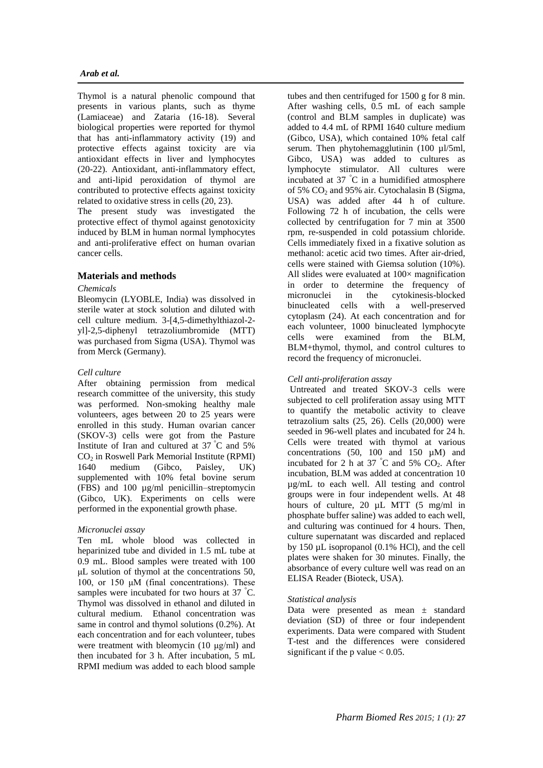Thymol is a natural phenolic compound that presents in various plants, such as thyme (Lamiaceae) and Zataria (16-18). Several biological properties were reported for thymol that has anti-inflammatory activity (19) and protective effects against toxicity are via antioxidant effects in liver and lymphocytes (20-22). Antioxidant, anti-inflammatory effect, and anti-lipid peroxidation of thymol are contributed to protective effects against toxicity related to oxidative stress in cells (20, 23).

The present study was investigated the protective effect of thymol against genotoxicity induced by BLM in human normal lymphocytes and anti-proliferative effect on human ovarian cancer cells.

## Materials and methods

### *Chemicals*

Bleomycin (LYOBLE, India) was dissolved in sterile water at stock solution and diluted with cell culture medium. 3-[4,5-dimethylthiazol-2-yl]-2,5-diphenyl tetrazoliumbromide (MTT) was purchased from Sigma (USA). Thymol was from Merck (Germany).

### *Cell culture*

After obtaining permission from medical research committee of the university, this study was performed. Non-smoking healthy male volunteers, ages between 20 to 25 years were enrolled in this study. Human ovarian cancer (SKOV-3) cells were got from the Pasture Institute of Iran and cultured at 37 °C and 5% $CO_2$ in Roswell Park Memorial Institute (RPMI) 1640 medium (Gibco, Paisley, UK) supplemented with 10% fetal bovine serum (FBS) and 100 µg/ml penicillin–streptomycin (Gibco, UK). Experiments on cells were performed in the exponential growth phase.

### *Micronuclei assay*

Ten mL whole blood was collected in heparinized tube and divided in 1.5 mL tube at 0.9 mL. Blood samples were treated with 100 µL solution of thymol at the concentrations 50, 100, or 150 µM (final concentrations). These samples were incubated for two hours at 37 °C. Thymol was dissolved in ethanol and diluted in cultural medium. Ethanol concentration was same in control and thymol solutions (0.2%). At each concentration and for each volunteer, tubes were treatment with bleomycin (10 µg/ml) and then incubated for 3 h. After incubation, 5 mL RPMI medium was added to each blood sample tubes and then centrifuged for 1500 g for 8 min. After washing cells, 0.5 mL of each sample (control and BLM samples in duplicate) was added to 4.4 mL of RPMI 1640 culture medium (Gibco, USA), which contained 10% fetal calf serum. Then phytohemagglutinin (100 µl/5ml, Gibco, USA) was added to cultures as lymphocyte stimulator. All cultures were incubated at 37 °C in a humidified atmosphere of 5% $CO_2$ and 95% air. Cytochalasin B (Sigma, USA) was added after 44 h of culture. Following 72 h of incubation, the cells were collected by centrifugation for 7 min at 3500 rpm, re-suspended in cold potassium chloride. Cells immediately fixed in a fixative solution as methanol: acetic acid two times. After air-dried, cells were stained with Giemsa solution (10%). All slides were evaluated at 100× magnification in order to determine the frequency of micronuclei in the cytokinesis-blocked binucleated cells with a well-preserved cytoplasm (24). At each concentration and for each volunteer, 1000 binucleated lymphocyte cells were examined from the BLM, BLM+thymol, thymol, and control cultures to record the frequency of micronuclei.

### *Cell anti-proliferation assay*

Untreated and treated SKOV-3 cells were subjected to cell proliferation assay using MTT to quantify the metabolic activity to cleave tetrazolium salts (25, 26). Cells (20,000) were seeded in 96-well plates and incubated for 24 h. Cells were treated with thymol at various concentrations (50, 100 and 150 µM) and incubated for 2 h at 37 °C and 5% $CO_2$. After incubation, BLM was added at concentration 10 µg/mL to each well. All testing and control groups were in four independent wells. At 48 hours of culture, 20 µL MTT (5 mg/ml in phosphate buffer saline) was added to each well, and culturing was continued for 4 hours. Then, culture supernatant was discarded and replaced by 150 µL isopropanol (0.1% HCl), and the cell plates were shaken for 30 minutes. Finally, the absorbance of every culture well was read on an ELISA Reader (Bioteck, USA).

### *Statistical analysis*

Data were presented as mean ± standard deviation (SD) of three or four independent experiments. Data were compared with Student T-test and the differences were considered significant if the p value $< 0.05$.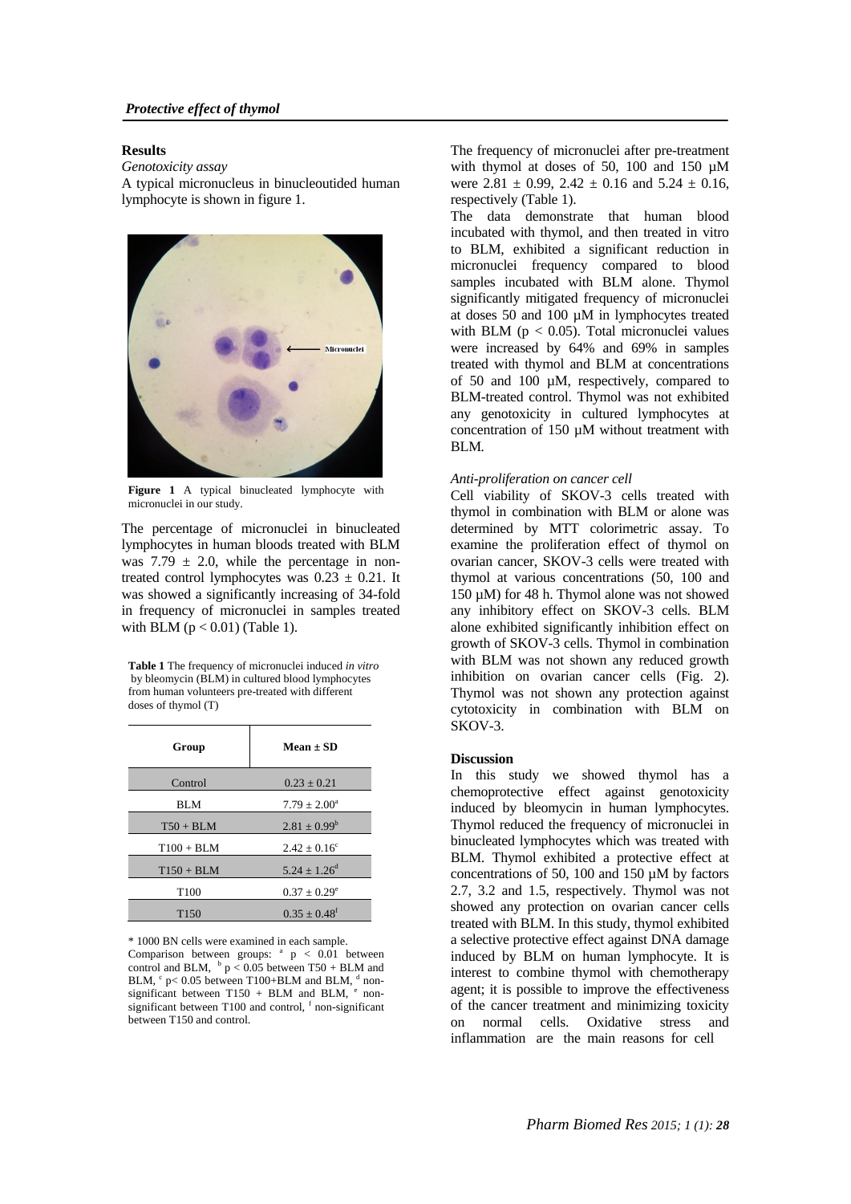## Results

*Genotoxicity assay*

A typical micronucleus in binucleoutided human lymphocyte is shown in figure 1.

**Figure 1** A typical binucleated lymphocyte with micronuclei in our study.

The percentage of micronuclei in binucleated lymphocytes in human bloods treated with BLM was 7.79 ± 2.0, while the percentage in non-treated control lymphocytes was 0.23 ± 0.21. It was showed a significantly increasing of 34-fold in frequency of micronuclei in samples treated with BLM ($p < 0.01$) (Table 1).

**Table 1** The frequency of micronuclei induced *in vitro* by bleomycin (BLM) in cultured blood lymphocytes from human volunteers pre-treated with different doses of thymol (T)

| Group | Mean ± SD |
|---|---|
| Control | 0.23 ± 0.21 |
| BLM | 7.79 ± 2.00[a] |
| T50 + BLM | 2.81 ± 0.99[b] |
| T100 + BLM | 2.42 ± 0.16[c] |
| T150 + BLM | 5.24 ± 1.26[d] |
| T100 | 0.37 ± 0.29[e] |
| T150 | 0.35 ± 0.48[f] |

\* 1000 BN cells were examined in each sample.
Comparison between groups: [a] $p < 0.01$ between control and BLM, [b] $p < 0.05$ between T50 + BLM and BLM, [c] $p < 0.05$ between T100+BLM and BLM, [d] non-significant between T150 + BLM and BLM, [e] non-significant between T100 and control, [f] non-significant between T150 and control.

The frequency of micronuclei after pre-treatment with thymol at doses of 50, 100 and 150 µM were 2.81 ± 0.99, 2.42 ± 0.16 and 5.24 ± 0.16, respectively (Table 1).

The data demonstrate that human blood incubated with thymol, and then treated in vitro to BLM, exhibited a significant reduction in micronuclei frequency compared to blood samples incubated with BLM alone. Thymol significantly mitigated frequency of micronuclei at doses 50 and 100 µM in lymphocytes treated with BLM ($p < 0.05$). Total micronuclei values were increased by 64% and 69% in samples treated with thymol and BLM at concentrations of 50 and 100 µM, respectively, compared to BLM-treated control. Thymol was not exhibited any genotoxicity in cultured lymphocytes at concentration of 150 µM without treatment with BLM.

*Anti-proliferation on cancer cell*

Cell viability of SKOV-3 cells treated with thymol in combination with BLM or alone was determined by MTT colorimetric assay. To examine the proliferation effect of thymol on ovarian cancer, SKOV-3 cells were treated with thymol at various concentrations (50, 100 and 150 µM) for 48 h. Thymol alone was not showed any inhibitory effect on SKOV-3 cells. BLM alone exhibited significantly inhibition effect on growth of SKOV-3 cells. Thymol in combination with BLM was not shown any reduced growth inhibition on ovarian cancer cells (Fig. 2). Thymol was not shown any protection against cytotoxicity in combination with BLM on SKOV-3.

## Discussion

In this study we showed thymol has a chemoprotective effect against genotoxicity induced by bleomycin in human lymphocytes. Thymol reduced the frequency of micronuclei in binucleated lymphocytes which was treated with BLM. Thymol exhibited a protective effect at concentrations of 50, 100 and 150 µM by factors 2.7, 3.2 and 1.5, respectively. Thymol was not showed any protection on ovarian cancer cells treated with BLM. In this study, thymol exhibited a selective protective effect against DNA damage induced by BLM on human lymphocyte. It is interest to combine thymol with chemotherapy agent; it is possible to improve the effectiveness of the cancer treatment and minimizing toxicity on normal cells. Oxidative stress and inflammation are the main reasons for cell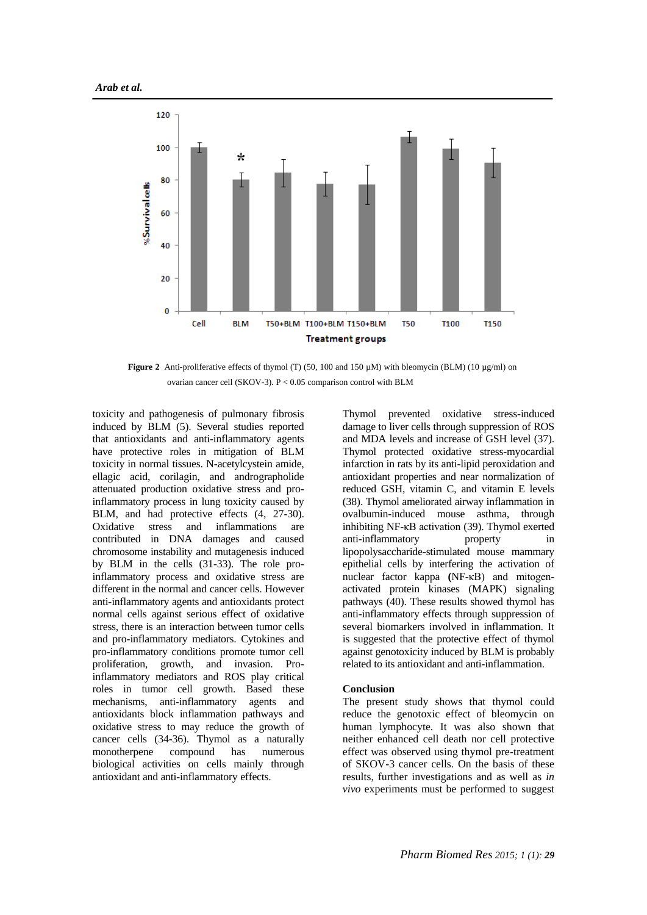**Figure 2** Anti-proliferative effects of thymol (T) (50, 100 and 150 µM) with bleomycin (BLM) (10 µg/ml) on ovarian cancer cell (SKOV-3). $P < 0.05$ comparison control with BLM

toxicity and pathogenesis of pulmonary fibrosis induced by BLM (5). Several studies reported that antioxidants and anti-inflammatory agents have protective roles in mitigation of BLM toxicity in normal tissues. N-acetylcystein amide, ellagic acid, corilagin, and andrographolide attenuated production oxidative stress and pro-inflammatory process in lung toxicity caused by BLM, and had protective effects (4, 27-30). Oxidative stress and inflammations are contributed in DNA damages and caused chromosome instability and mutagenesis induced by BLM in the cells (31-33). The role pro-inflammatory process and oxidative stress are different in the normal and cancer cells. However anti-inflammatory agents and antioxidants protect normal cells against serious effect of oxidative stress, there is an interaction between tumor cells and pro-inflammatory mediators. Cytokines and pro-inflammatory conditions promote tumor cell proliferation, growth, and invasion. Pro-inflammatory mediators and ROS play critical roles in tumor cell growth. Based these mechanisms, anti-inflammatory agents and antioxidants block inflammation pathways and oxidative stress to may reduce the growth of cancer cells (34-36). Thymol as a naturally monotherpene compound has numerous biological activities on cells mainly through antioxidant and anti-inflammatory effects.

Thymol prevented oxidative stress-induced damage to liver cells through suppression of ROS and MDA levels and increase of GSH level (37). Thymol protected oxidative stress-myocardial infarction in rats by its anti-lipid peroxidation and antioxidant properties and near normalization of reduced GSH, vitamin C, and vitamin E levels (38). Thymol ameliorated airway inflammation in ovalbumin-induced mouse asthma, through inhibiting NF-κB activation (39). Thymol exerted anti-inflammatory property in lipopolysaccharide-stimulated mouse mammary epithelial cells by interfering the activation of nuclear factor kappa **(**NF-κB) and mitogen-activated protein kinases (MAPK) signaling pathways (40). These results showed thymol has anti-inflammatory effects through suppression of several biomarkers involved in inflammation. It is suggested that the protective effect of thymol against genotoxicity induced by BLM is probably related to its antioxidant and anti-inflammation.

## Conclusion

The present study shows that thymol could reduce the genotoxic effect of bleomycin on human lymphocyte. It was also shown that neither enhanced cell death nor cell protective effect was observed using thymol pre-treatment of SKOV-3 cancer cells. On the basis of these results, further investigations and as well as *in vivo* experiments must be performed to suggest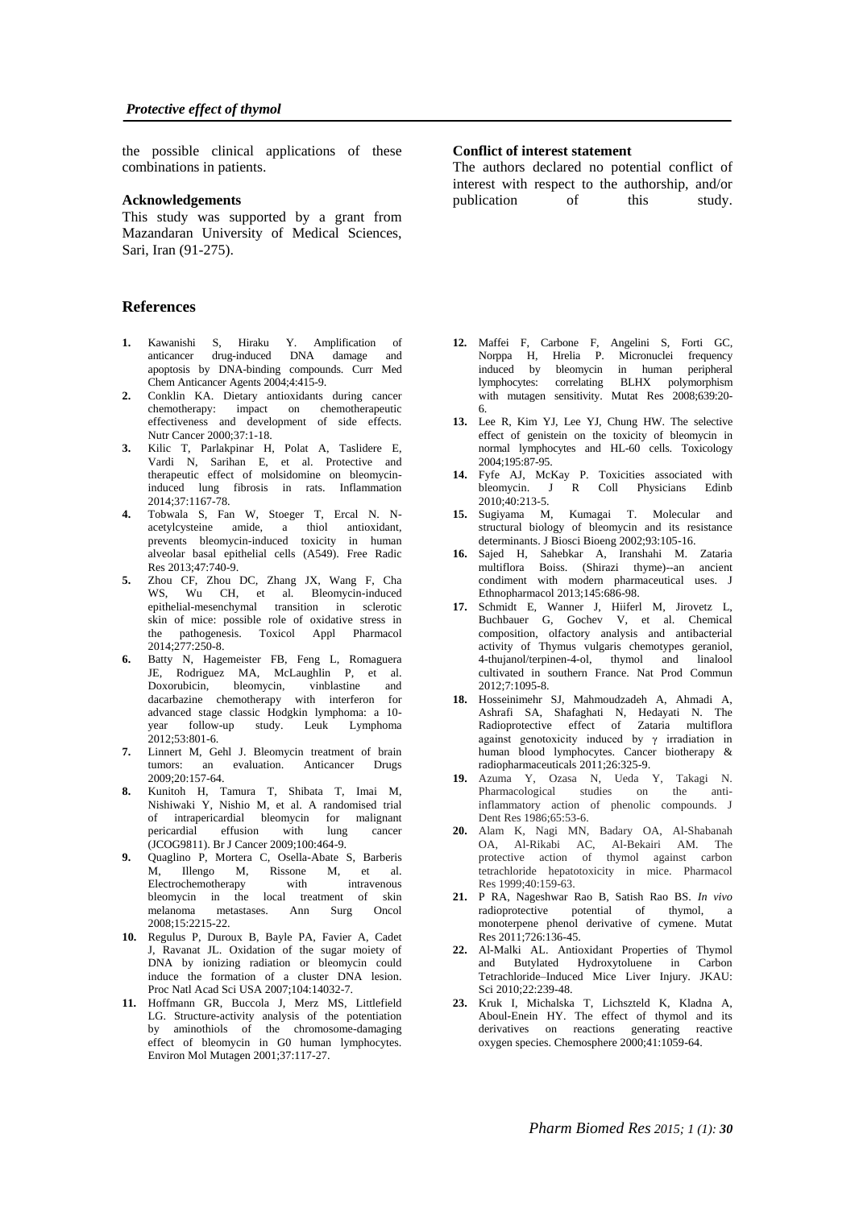the possible clinical applications of these combinations in patients.

## Acknowledgements

This study was supported by a grant from Mazandaran University of Medical Sciences, Sari, Iran (91-275).

## Conflict of interest statement

The authors declared no potential conflict of interest with respect to the authorship, and/or publication of this study.

## References

1. Kawanishi S, Hiraku Y. Amplification of anticancer drug-induced DNA damage and apoptosis by DNA-binding compounds. Curr Med Chem Anticancer Agents 2004;4:415-9.
2. Conklin KA. Dietary antioxidants during cancer chemotherapy: impact on chemotherapeutic effectiveness and development of side effects. Nutr Cancer 2000;37:1-18.
3. Kilic T, Parlakpinar H, Polat A, Taslidere E, Vardi N, Sarihan E, et al. Protective and therapeutic effect of molsidomine on bleomycin-induced lung fibrosis in rats. Inflammation 2014;37:1167-78.
4. Tobwala S, Fan W, Stoeger T, Ercal N. N-acetylcysteine amide, a thiol antioxidant, prevents bleomycin-induced toxicity in human alveolar basal epithelial cells (A549). Free Radic Res 2013;47:740-9.
5. Zhou CF, Zhou DC, Zhang JX, Wang F, Cha WS, Wu CH, et al. Bleomycin-induced epithelial-mesenchymal transition in sclerotic skin of mice: possible role of oxidative stress in the pathogenesis. Toxicol Appl Pharmacol 2014;277:250-8.
6. Batty N, Hagemeister FB, Feng L, Romaguera JE, Rodriguez MA, McLaughlin P, et al. Doxorubicin, bleomycin, vinblastine and dacarbazine chemotherapy with interferon for advanced stage classic Hodgkin lymphoma: a 10-year follow-up study. Leuk Lymphoma 2012;53:801-6.
7. Linnert M, Gehl J. Bleomycin treatment of brain tumors: an evaluation. Anticancer Drugs 2009;20:157-64.
8. Kunitoh H, Tamura T, Shibata T, Imai M, Nishiwaki Y, Nishio M, et al. A randomised trial of intrapericardial bleomycin for malignant pericardial effusion with lung cancer (JCOG9811). Br J Cancer 2009;100:464-9.
9. Quaglino P, Mortera C, Osella-Abate S, Barberis M, Illengo M, Rissone M, et al. Electrochemotherapy with intravenous bleomycin in the local treatment of skin melanoma metastases. Ann Surg Oncol 2008;15:2215-22.
10. Regulus P, Duroux B, Bayle PA, Favier A, Cadet J, Ravanat JL. Oxidation of the sugar moiety of DNA by ionizing radiation or bleomycin could induce the formation of a cluster DNA lesion. Proc Natl Acad Sci USA 2007;104:14032-7.
11. Hoffmann GR, Buccola J, Merz MS, Littlefield LG. Structure-activity analysis of the potentiation by aminothiols of the chromosome-damaging effect of bleomycin in G0 human lymphocytes. Environ Mol Mutagen 2001;37:117-27.
12. Maffei F, Carbone F, Angelini S, Forti GC, Norppa H, Hrelia P. Micronuclei frequency induced by bleomycin in human peripheral lymphocytes: correlating BLHX polymorphism with mutagen sensitivity. Mutat Res 2008;639:20-6.
13. Lee R, Kim YJ, Lee YJ, Chung HW. The selective effect of genistein on the toxicity of bleomycin in normal lymphocytes and HL-60 cells. Toxicology 2004;195:87-95.
14. Fyfe AJ, McKay P. Toxicities associated with bleomycin. J R Coll Physicians Edinb 2010;40:213-5.
15. Sugiyama M, Kumagai T. Molecular and structural biology of bleomycin and its resistance determinants. J Biosci Bioeng 2002;93:105-16.
16. Sajed H, Sahebkar A, Iranshahi M. Zataria multiflora Boiss. (Shirazi thyme)--an ancient condiment with modern pharmaceutical uses. J Ethnopharmacol 2013;145:686-98.
17. Schmidt E, Wanner J, Hiiferl M, Jirovetz L, Buchbauer G, Gochev V, et al. Chemical composition, olfactory analysis and antibacterial activity of Thymus vulgaris chemotypes geraniol, 4-thujanol/terpinen-4-ol, thymol and linalool cultivated in southern France. Nat Prod Commun 2012;7:1095-8.
18. Hosseinimehr SJ, Mahmoudzadeh A, Ahmadi A, Ashrafi SA, Shafaghati N, Hedayati N. The Radioprotective effect of Zataria multiflora against genotoxicity induced by γ irradiation in human blood lymphocytes. Cancer biotherapy & radiopharmaceuticals 2011;26:325-9.
19. Azuma Y, Ozasa N, Ueda Y, Takagi N. Pharmacological studies on the anti-inflammatory action of phenolic compounds. J Dent Res 1986;65:53-6.
20. Alam K, Nagi MN, Badary OA, Al-Shabanah OA, Al-Rikabi AC, Al-Bekairi AM. The protective action of thymol against carbon tetrachloride hepatotoxicity in mice. Pharmacol Res 1999;40:159-63.
21. P RA, Nageshwar Rao B, Satish Rao BS. *In vivo* radioprotective potential of thymol, a monoterpene phenol derivative of cymene. Mutat Res 2011;726:136-45.
22. Al-Malki AL. Antioxidant Properties of Thymol and Butylated Hydroxytoluene in Carbon Tetrachloride–Induced Mice Liver Injury. JKAU: Sci 2010;22:239-48.
23. Kruk I, Michalska T, Lichszteld K, Kladna A, Aboul-Enein HY. The effect of thymol and its derivatives on reactions generating reactive oxygen species. Chemosphere 2000;41:1059-64.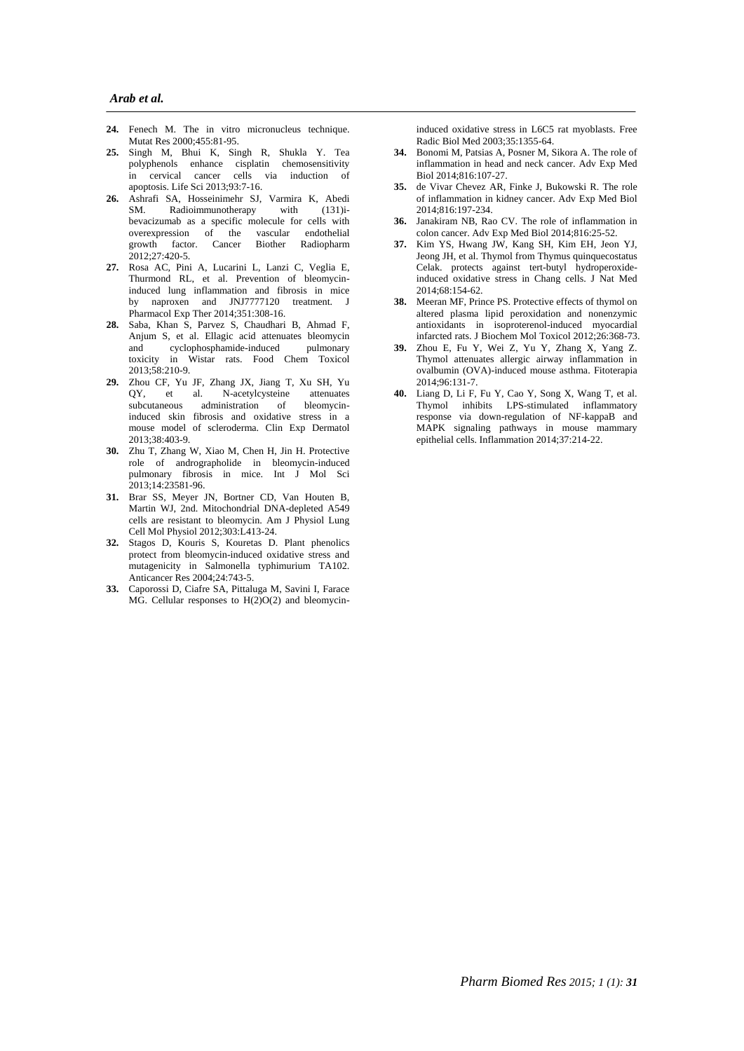24. Fenech M. The in vitro micronucleus technique. Mutat Res 2000;455:81-95.
25. Singh M, Bhui K, Singh R, Shukla Y. Tea polyphenols enhance cisplatin chemosensitivity in cervical cancer cells via induction of apoptosis. Life Sci 2013;93:7-16.
26. Ashrafi SA, Hosseinimehr SJ, Varmira K, Abedi SM. Radioimmunotherapy with (131)i-bevacizumab as a specific molecule for cells with overexpression of the vascular endothelial growth factor. Cancer Biother Radiopharm 2012;27:420-5.
27. Rosa AC, Pini A, Lucarini L, Lanzi C, Veglia E, Thurmond RL, et al. Prevention of bleomycin-induced lung inflammation and fibrosis in mice by naproxen and JNJ7777120 treatment. J Pharmacol Exp Ther 2014;351:308-16.
28. Saba, Khan S, Parvez S, Chaudhari B, Ahmad F, Anjum S, et al. Ellagic acid attenuates bleomycin and cyclophosphamide-induced pulmonary toxicity in Wistar rats. Food Chem Toxicol 2013;58:210-9.
29. Zhou CF, Yu JF, Zhang JX, Jiang T, Xu SH, Yu QY, et al. N-acetylcysteine attenuates subcutaneous administration of bleomycin-induced skin fibrosis and oxidative stress in a mouse model of scleroderma. Clin Exp Dermatol 2013;38:403-9.
30. Zhu T, Zhang W, Xiao M, Chen H, Jin H. Protective role of andrographolide in bleomycin-induced pulmonary fibrosis in mice. Int J Mol Sci 2013;14:23581-96.
31. Brar SS, Meyer JN, Bortner CD, Van Houten B, Martin WJ, 2nd. Mitochondrial DNA-depleted A549 cells are resistant to bleomycin. Am J Physiol Lung Cell Mol Physiol 2012;303:L413-24.
32. Stagos D, Kouris S, Kouretas D. Plant phenolics protect from bleomycin-induced oxidative stress and mutagenicity in Salmonella typhimurium TA102. Anticancer Res 2004;24:743-5.
33. Caporossi D, Ciafre SA, Pittaluga M, Savini I, Farace MG. Cellular responses to H(2)O(2) and bleomycin-induced oxidative stress in L6C5 rat myoblasts. Free Radic Biol Med 2003;35:1355-64.
34. Bonomi M, Patsias A, Posner M, Sikora A. The role of inflammation in head and neck cancer. Adv Exp Med Biol 2014;816:107-27.
35. de Vivar Chevez AR, Finke J, Bukowski R. The role of inflammation in kidney cancer. Adv Exp Med Biol 2014;816:197-234.
36. Janakiram NB, Rao CV. The role of inflammation in colon cancer. Adv Exp Med Biol 2014;816:25-52.
37. Kim YS, Hwang JW, Kang SH, Kim EH, Jeon YJ, Jeong JH, et al. Thymol from Thymus quinquecostatus Celak. protects against tert-butyl hydroperoxide-induced oxidative stress in Chang cells. J Nat Med 2014;68:154-62.
38. Meeran MF, Prince PS. Protective effects of thymol on altered plasma lipid peroxidation and nonenzymic antioxidants in isoproterenol-induced myocardial infarcted rats. J Biochem Mol Toxicol 2012;26:368-73.
39. Zhou E, Fu Y, Wei Z, Yu Y, Zhang X, Yang Z. Thymol attenuates allergic airway inflammation in ovalbumin (OVA)-induced mouse asthma. Fitoterapia 2014;96:131-7.
40. Liang D, Li F, Fu Y, Cao Y, Song X, Wang T, et al. Thymol inhibits LPS-stimulated inflammatory response via down-regulation of NF-kappaB and MAPK signaling pathways in mouse mammary epithelial cells. Inflammation 2014;37:214-22.